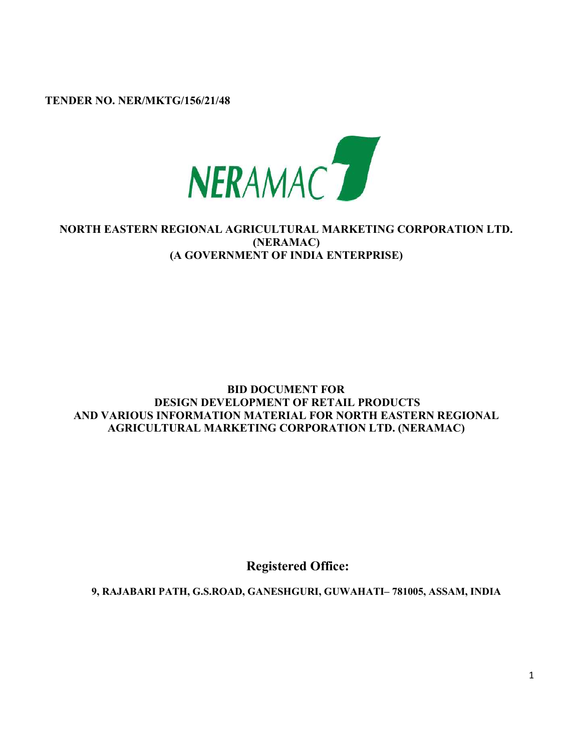**TENDER NO. NER/MKTG/156/21/48**

NERAMAC

# NORTH EASTERN REGIONAL AGRICULTURAL MARKETING CORPORATION LTD. (NERAMAC) (A GOVERNMENT OF INDIA ENTERPRISE)

## BID DOCUMENT FOR DESIGN DEVELOPMENT OF RETAIL PRODUCTS AND VARIOUS INFORMATION MATERIAL FOR NORTH EASTERN REGIONAL AGRICULTURAL MARKETING CORPORATION LTD. (NERAMAC)

**Registered Office:**

**9, RAJABARI PATH, G.S.ROAD, GANESHGURI, GUWAHATI– 781005, ASSAM, INDIA**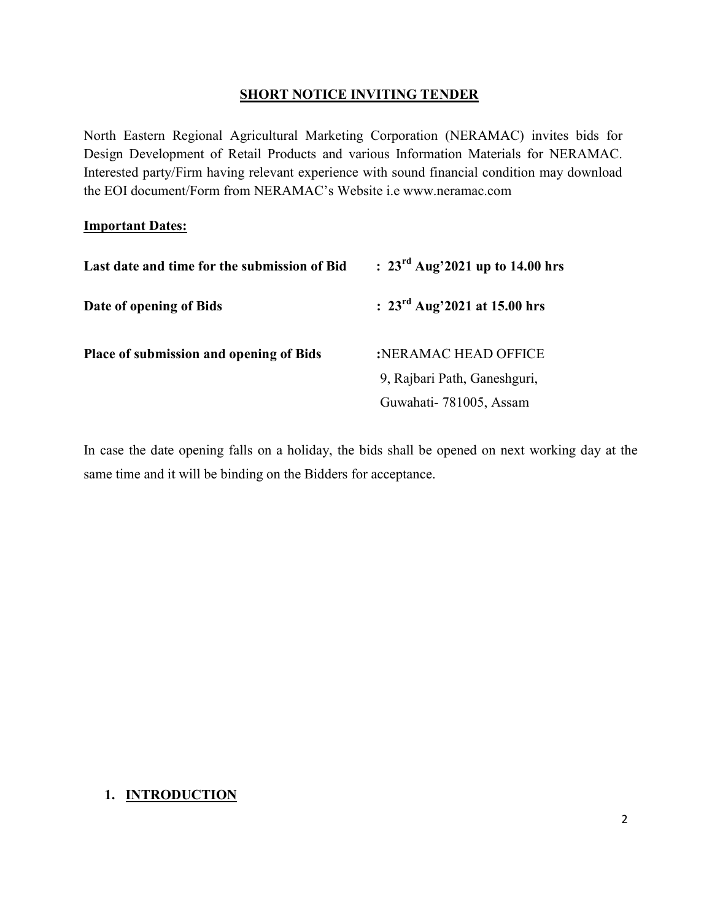## SHORT NOTICE INVITING TENDER

North Eastern Regional Agricultural Marketing Corporation (NERAMAC) invites bids for Design Development of Retail Products and various Information Materials for NERAMAC. Interested party/Firm having relevant experience with sound financial condition may download the EOI document/Form from NERAMAC's Website i.e www.neramac.com

**Important Dates:**

| | |
|---|---|
| **Last date and time for the submission of Bid** | **: 23rd Aug'2021 up to 14.00 hrs** |
| **Date of opening of Bids** | **: 23rd Aug'2021 at 15.00 hrs** |
| **Place of submission and opening of Bids** | **:**NERAMAC HEAD OFFICE<br>9, Rajbari Path, Ganeshguri,<br>Guwahati- 781005, Assam |

In case the date opening falls on a holiday, the bids shall be opened on next working day at the same time and it will be binding on the Bidders for acceptance.

## 1. INTRODUCTION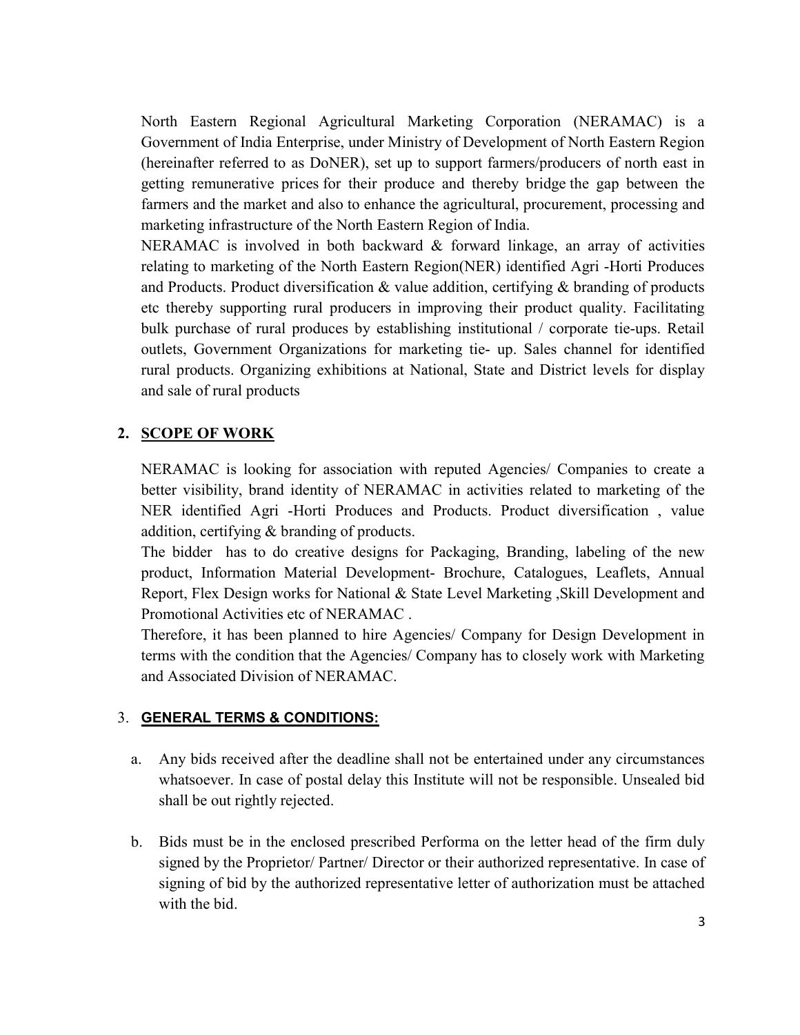North Eastern Regional Agricultural Marketing Corporation (NERAMAC) is a Government of India Enterprise, under Ministry of Development of North Eastern Region (hereinafter referred to as DoNER), set up to support farmers/producers of north east in getting remunerative prices for their produce and thereby bridge the gap between the farmers and the market and also to enhance the agricultural, procurement, processing and marketing infrastructure of the North Eastern Region of India.

NERAMAC is involved in both backward & forward linkage, an array of activities relating to marketing of the North Eastern Region(NER) identified Agri -Horti Produces and Products. Product diversification & value addition, certifying & branding of products etc thereby supporting rural producers in improving their product quality. Facilitating bulk purchase of rural produces by establishing institutional / corporate tie-ups. Retail outlets, Government Organizations for marketing tie- up. Sales channel for identified rural products. Organizing exhibitions at National, State and District levels for display and sale of rural products

## 2. SCOPE OF WORK

NERAMAC is looking for association with reputed Agencies/ Companies to create a better visibility, brand identity of NERAMAC in activities related to marketing of the NER identified Agri -Horti Produces and Products. Product diversification , value addition, certifying & branding of products.

The bidder has to do creative designs for Packaging, Branding, labeling of the new product, Information Material Development- Brochure, Catalogues, Leaflets, Annual Report, Flex Design works for National & State Level Marketing ,Skill Development and Promotional Activities etc of NERAMAC .

Therefore, it has been planned to hire Agencies/ Company for Design Development in terms with the condition that the Agencies/ Company has to closely work with Marketing and Associated Division of NERAMAC.

## 3. GENERAL TERMS & CONDITIONS:

a. Any bids received after the deadline shall not be entertained under any circumstances whatsoever. In case of postal delay this Institute will not be responsible. Unsealed bid shall be out rightly rejected.

b. Bids must be in the enclosed prescribed Performa on the letter head of the firm duly signed by the Proprietor/ Partner/ Director or their authorized representative. In case of signing of bid by the authorized representative letter of authorization must be attached with the bid.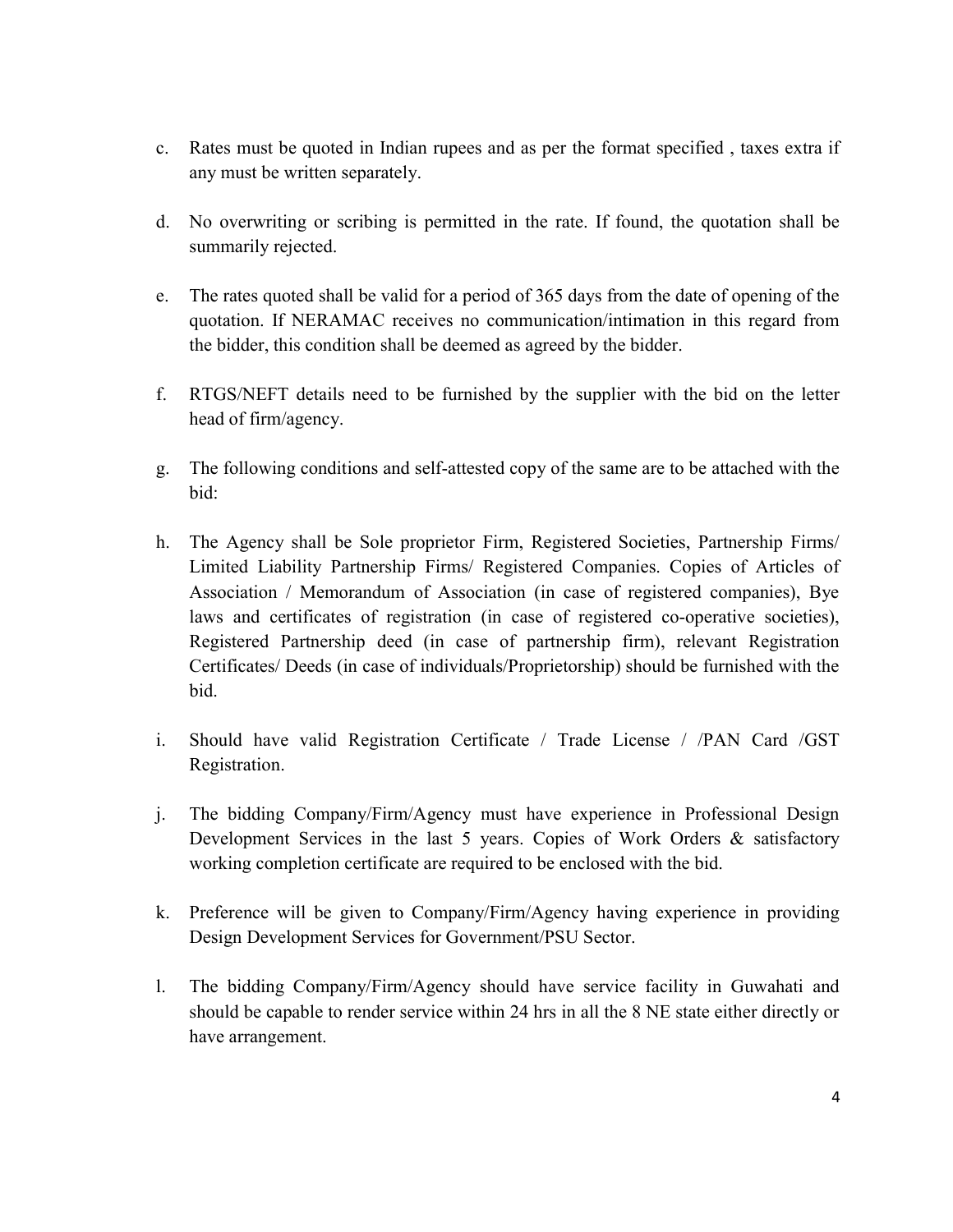c. Rates must be quoted in Indian rupees and as per the format specified , taxes extra if any must be written separately.

d. No overwriting or scribing is permitted in the rate. If found, the quotation shall be summarily rejected.

e. The rates quoted shall be valid for a period of 365 days from the date of opening of the quotation. If NERAMAC receives no communication/intimation in this regard from the bidder, this condition shall be deemed as agreed by the bidder.

f. RTGS/NEFT details need to be furnished by the supplier with the bid on the letter head of firm/agency.

g. The following conditions and self-attested copy of the same are to be attached with the bid:

h. The Agency shall be Sole proprietor Firm, Registered Societies, Partnership Firms/ Limited Liability Partnership Firms/ Registered Companies. Copies of Articles of Association / Memorandum of Association (in case of registered companies), Bye laws and certificates of registration (in case of registered co-operative societies), Registered Partnership deed (in case of partnership firm), relevant Registration Certificates/ Deeds (in case of individuals/Proprietorship) should be furnished with the bid.

i. Should have valid Registration Certificate / Trade License / /PAN Card /GST Registration.

j. The bidding Company/Firm/Agency must have experience in Professional Design Development Services in the last 5 years. Copies of Work Orders & satisfactory working completion certificate are required to be enclosed with the bid.

k. Preference will be given to Company/Firm/Agency having experience in providing Design Development Services for Government/PSU Sector.

l. The bidding Company/Firm/Agency should have service facility in Guwahati and should be capable to render service within 24 hrs in all the 8 NE state either directly or have arrangement.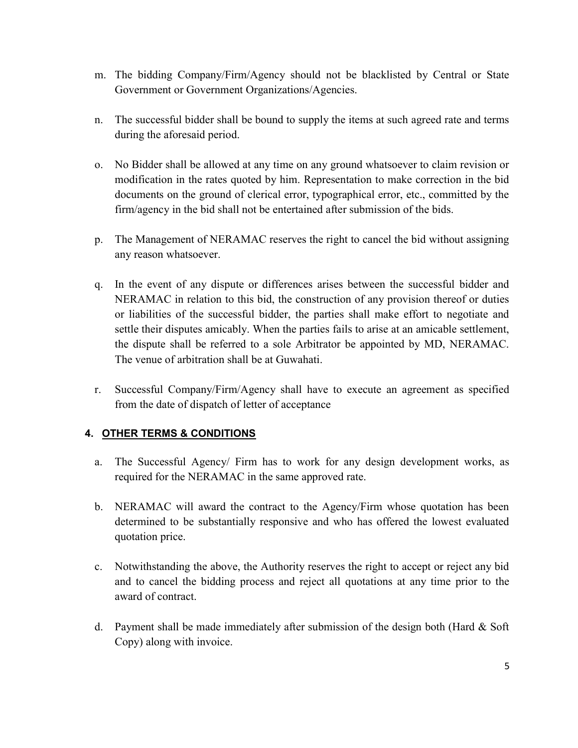m. The bidding Company/Firm/Agency should not be blacklisted by Central or State Government or Government Organizations/Agencies.

n. The successful bidder shall be bound to supply the items at such agreed rate and terms during the aforesaid period.

o. No Bidder shall be allowed at any time on any ground whatsoever to claim revision or modification in the rates quoted by him. Representation to make correction in the bid documents on the ground of clerical error, typographical error, etc., committed by the firm/agency in the bid shall not be entertained after submission of the bids.

p. The Management of NERAMAC reserves the right to cancel the bid without assigning any reason whatsoever.

q. In the event of any dispute or differences arises between the successful bidder and NERAMAC in relation to this bid, the construction of any provision thereof or duties or liabilities of the successful bidder, the parties shall make effort to negotiate and settle their disputes amicably. When the parties fails to arise at an amicable settlement, the dispute shall be referred to a sole Arbitrator be appointed by MD, NERAMAC. The venue of arbitration shall be at Guwahati.

r. Successful Company/Firm/Agency shall have to execute an agreement as specified from the date of dispatch of letter of acceptance

## 4. OTHER TERMS & CONDITIONS

a. The Successful Agency/ Firm has to work for any design development works, as required for the NERAMAC in the same approved rate.

b. NERAMAC will award the contract to the Agency/Firm whose quotation has been determined to be substantially responsive and who has offered the lowest evaluated quotation price.

c. Notwithstanding the above, the Authority reserves the right to accept or reject any bid and to cancel the bidding process and reject all quotations at any time prior to the award of contract.

d. Payment shall be made immediately after submission of the design both (Hard & Soft Copy) along with invoice.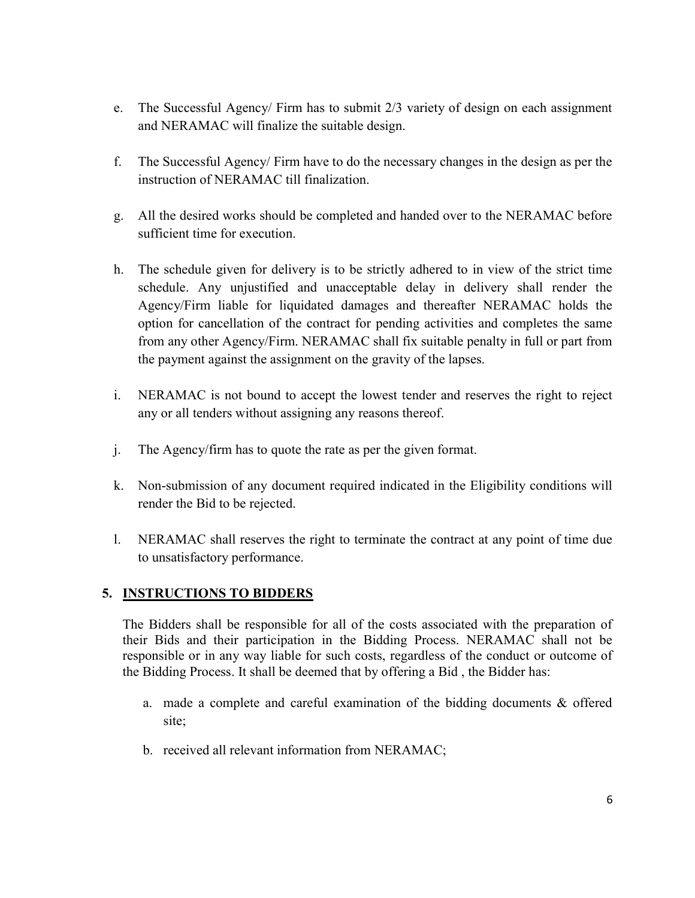e. The Successful Agency/ Firm has to submit 2/3 variety of design on each assignment and NERAMAC will finalize the suitable design.

f. The Successful Agency/ Firm have to do the necessary changes in the design as per the instruction of NERAMAC till finalization.

g. All the desired works should be completed and handed over to the NERAMAC before sufficient time for execution.

h. The schedule given for delivery is to be strictly adhered to in view of the strict time schedule. Any unjustified and unacceptable delay in delivery shall render the Agency/Firm liable for liquidated damages and thereafter NERAMAC holds the option for cancellation of the contract for pending activities and completes the same from any other Agency/Firm. NERAMAC shall fix suitable penalty in full or part from the payment against the assignment on the gravity of the lapses.

i. NERAMAC is not bound to accept the lowest tender and reserves the right to reject any or all tenders without assigning any reasons thereof.

j. The Agency/firm has to quote the rate as per the given format.

k. Non-submission of any document required indicated in the Eligibility conditions will render the Bid to be rejected.

l. NERAMAC shall reserves the right to terminate the contract at any point of time due to unsatisfactory performance.

## 5. <u>INSTRUCTIONS TO BIDDERS</u>

The Bidders shall be responsible for all of the costs associated with the preparation of their Bids and their participation in the Bidding Process. NERAMAC shall not be responsible or in any way liable for such costs, regardless of the conduct or outcome of the Bidding Process. It shall be deemed that by offering a Bid , the Bidder has:

a. made a complete and careful examination of the bidding documents & offered site;

b. received all relevant information from NERAMAC;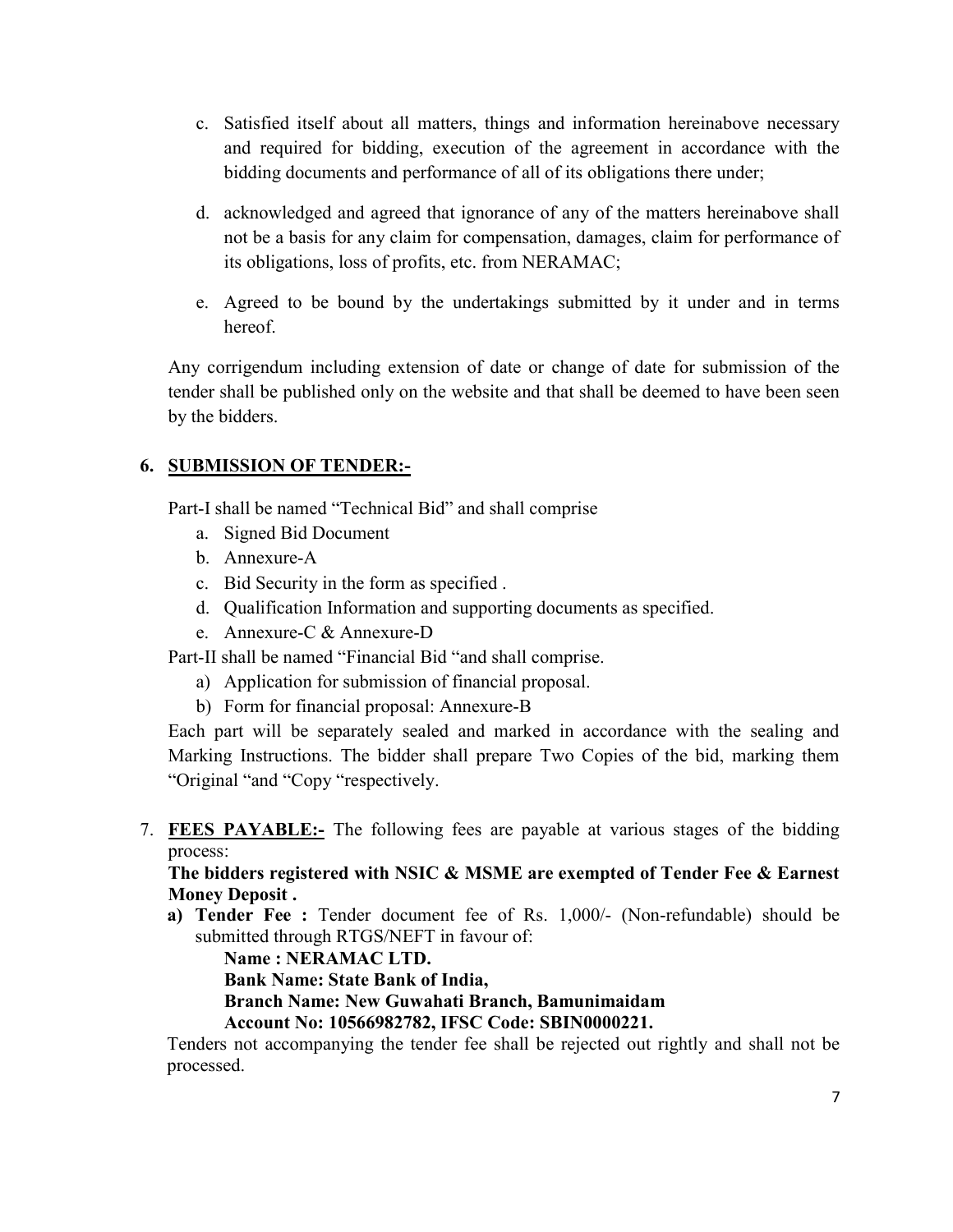c. Satisfied itself about all matters, things and information hereinabove necessary and required for bidding, execution of the agreement in accordance with the bidding documents and performance of all of its obligations there under;

d. acknowledged and agreed that ignorance of any of the matters hereinabove shall not be a basis for any claim for compensation, damages, claim for performance of its obligations, loss of profits, etc. from NERAMAC;

e. Agreed to be bound by the undertakings submitted by it under and in terms hereof.

Any corrigendum including extension of date or change of date for submission of the tender shall be published only on the website and that shall be deemed to have been seen by the bidders.

## 6. <u>SUBMISSION OF TENDER:-</u>

Part-I shall be named "Technical Bid" and shall comprise

a. Signed Bid Document
b. Annexure-A
c. Bid Security in the form as specified .
d. Qualification Information and supporting documents as specified.
e. Annexure-C & Annexure-D

Part-II shall be named "Financial Bid "and shall comprise.

a) Application for submission of financial proposal.
b) Form for financial proposal: Annexure-B

Each part will be separately sealed and marked in accordance with the sealing and Marking Instructions. The bidder shall prepare Two Copies of the bid, marking them "Original "and "Copy "respectively.

7. **<u>FEES PAYABLE:-</u>** The following fees are payable at various stages of the bidding process:

**The bidders registered with NSIC & MSME are exempted of Tender Fee & Earnest Money Deposit .**

**a) Tender Fee :** Tender document fee of Rs. 1,000/- (Non-refundable) should be submitted through RTGS/NEFT in favour of:

**Name : NERAMAC LTD.**
**Bank Name: State Bank of India,**
**Branch Name: New Guwahati Branch, Bamunimaidam**
**Account No: 10566982782, IFSC Code: SBIN0000221.**

Tenders not accompanying the tender fee shall be rejected out rightly and shall not be processed.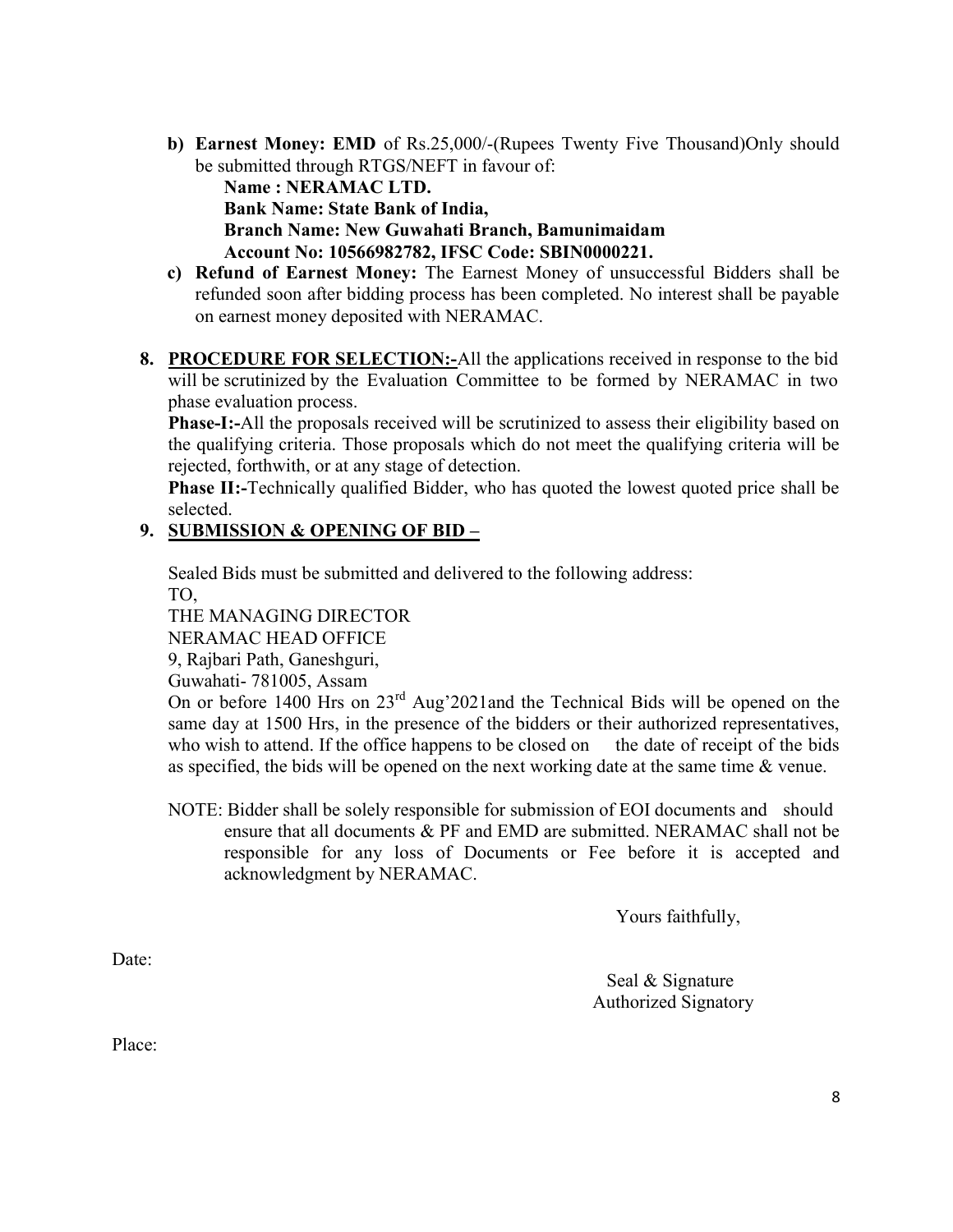b) **Earnest Money: EMD** of Rs.25,000/-(Rupees Twenty Five Thousand)Only should be submitted through RTGS/NEFT in favour of:

   **Name : NERAMAC LTD.**
   **Bank Name: State Bank of India,**
   **Branch Name: New Guwahati Branch, Bamunimaidam**
   **Account No: 10566982782, IFSC Code: SBIN0000221.**

c) **Refund of Earnest Money:** The Earnest Money of unsuccessful Bidders shall be refunded soon after bidding process has been completed. No interest shall be payable on earnest money deposited with NERAMAC.

**8. <u>PROCEDURE FOR SELECTION:-</u>**All the applications received in response to the bid will be scrutinized by the Evaluation Committee to be formed by NERAMAC in two phase evaluation process.

**Phase-I:-**All the proposals received will be scrutinized to assess their eligibility based on the qualifying criteria. Those proposals which do not meet the qualifying criteria will be rejected, forthwith, or at any stage of detection.

**Phase II:-**Technically qualified Bidder, who has quoted the lowest quoted price shall be selected.

**9. <u>SUBMISSION & OPENING OF BID –</u>**

Sealed Bids must be submitted and delivered to the following address:

TO,
THE MANAGING DIRECTOR
NERAMAC HEAD OFFICE
9, Rajbari Path, Ganeshguri,
Guwahati- 781005, Assam

On or before 1400 Hrs on 23rd Aug'2021and the Technical Bids will be opened on the same day at 1500 Hrs, in the presence of the bidders or their authorized representatives, who wish to attend. If the office happens to be closed on the date of receipt of the bids as specified, the bids will be opened on the next working date at the same time & venue.

NOTE: Bidder shall be solely responsible for submission of EOI documents and should ensure that all documents & PF and EMD are submitted. NERAMAC shall not be responsible for any loss of Documents or Fee before it is accepted and acknowledgment by NERAMAC.

Yours faithfully,

Date:

Seal & Signature
Authorized Signatory

Place: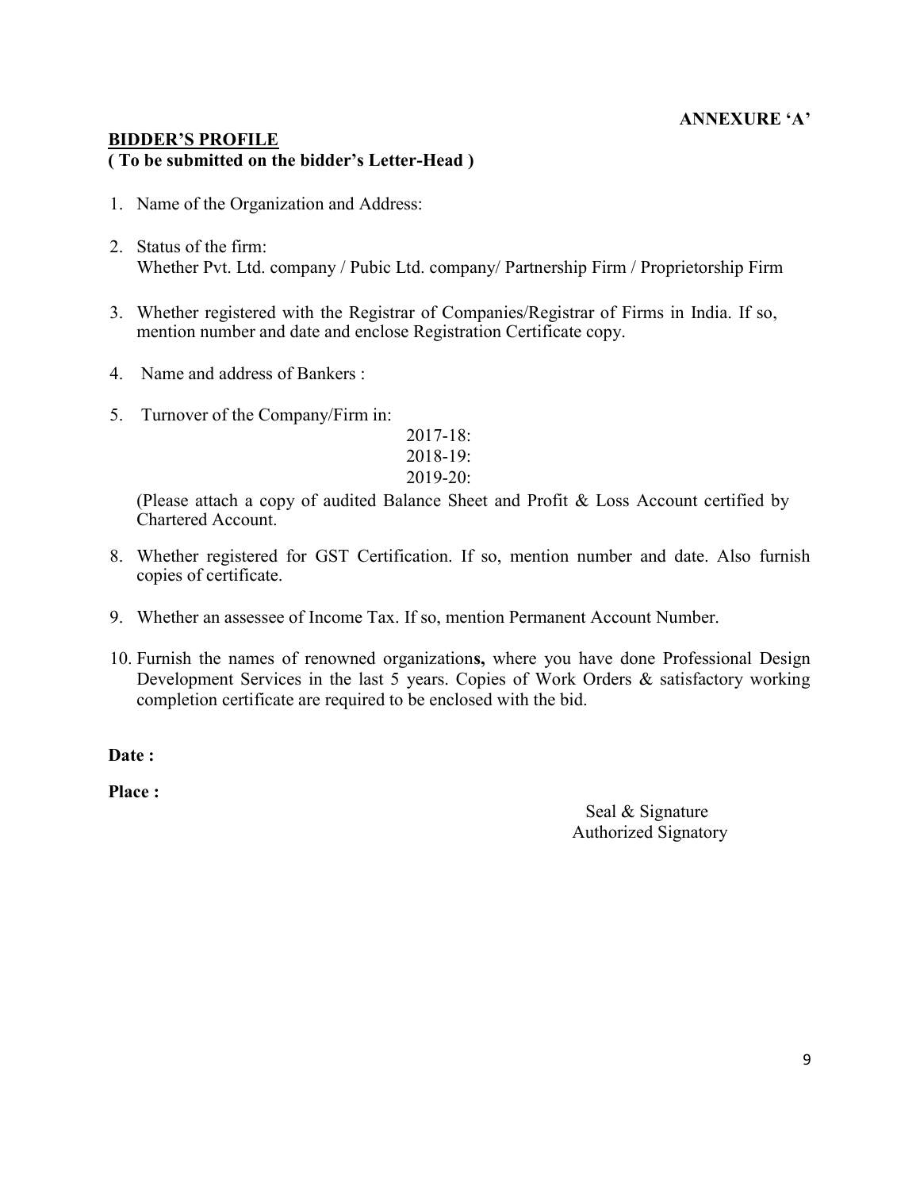**ANNEXURE 'A'**

**BIDDER'S PROFILE**
**( To be submitted on the bidder's Letter-Head )**

1. Name of the Organization and Address:

2. Status of the firm:
   Whether Pvt. Ltd. company / Pubic Ltd. company/ Partnership Firm / Proprietorship Firm

3. Whether registered with the Registrar of Companies/Registrar of Firms in India. If so, mention number and date and enclose Registration Certificate copy.

4. Name and address of Bankers :

5. Turnover of the Company/Firm in:

   2017-18:
   2018-19:
   2019-20:

   (Please attach a copy of audited Balance Sheet and Profit & Loss Account certified by Chartered Account.

8. Whether registered for GST Certification. If so, mention number and date. Also furnish copies of certificate.

9. Whether an assessee of Income Tax. If so, mention Permanent Account Number.

10. Furnish the names of renowned organization**s,** where you have done Professional Design Development Services in the last 5 years. Copies of Work Orders & satisfactory working completion certificate are required to be enclosed with the bid.

**Date :**

**Place :**

Seal & Signature
Authorized Signatory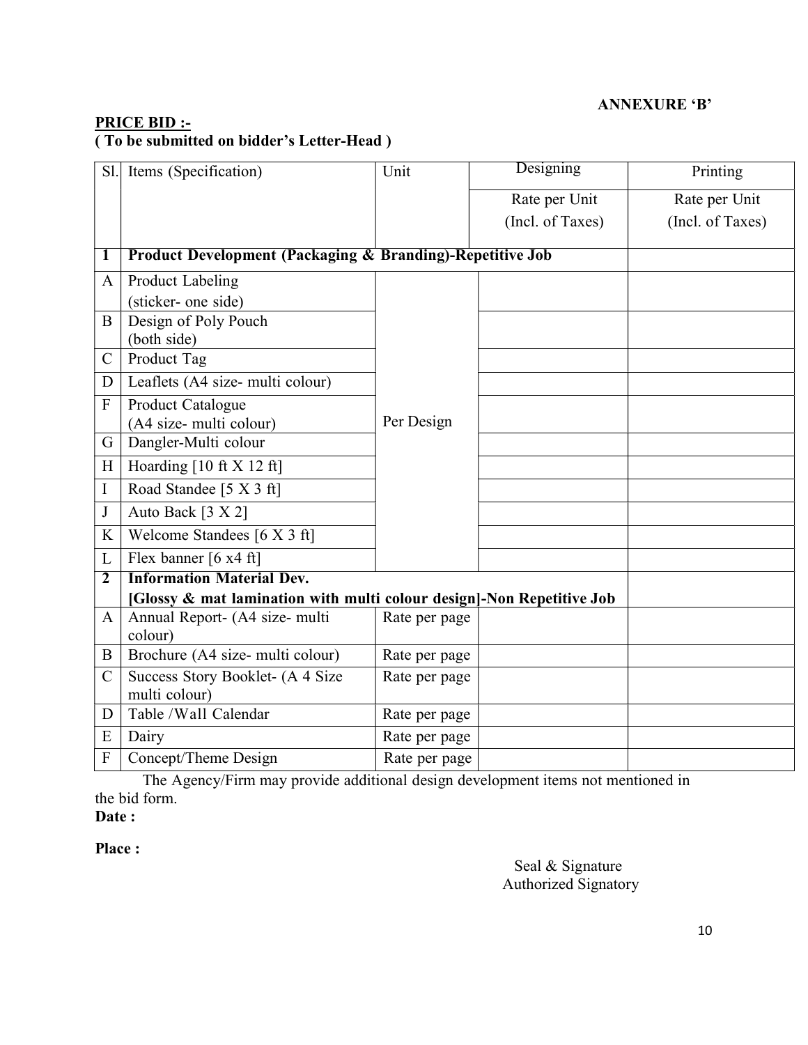**ANNEXURE 'B'**

**PRICE BID :-**

**( To be submitted on bidder's Letter-Head )**

| Sl. | Items (Specification) | Unit | Designing | Printing |
|---|---|---|---|---|
| | | | Rate per Unit (Incl. of Taxes) | Rate per Unit (Incl. of Taxes) |
| **1** | **Product Development (Packaging & Branding)-Repetitive Job** | | | |
| A | Product Labeling (sticker- one side) | Per Design | | |
| B | Design of Poly Pouch (both side) | | | |
| C | Product Tag | | | |
| D | Leaflets (A4 size- multi colour) | | | |
| F | Product Catalogue (A4 size- multi colour) | | | |
| G | Dangler-Multi colour | | | |
| H | Hoarding [10 ft X 12 ft] | | | |
| I | Road Standee [5 X 3 ft] | | | |
| J | Auto Back [3 X 2] | | | |
| K | Welcome Standees [6 X 3 ft] | | | |
| L | Flex banner [6 x4 ft] | | | |
| **2** | **Information Material Dev. [Glossy & mat lamination with multi colour design]-Non Repetitive Job** | | | |
| A | Annual Report- (A4 size- multi colour) | Rate per page | | |
| B | Brochure (A4 size- multi colour) | Rate per page | | |
| C | Success Story Booklet- (A 4 Size multi colour) | Rate per page | | |
| D | Table /Wall Calendar | Rate per page | | |
| E | Dairy | Rate per page | | |
| F | Concept/Theme Design | Rate per page | | |

The Agency/Firm may provide additional design development items not mentioned in the bid form.

**Date :**

**Place :**

Seal & Signature
Authorized Signatory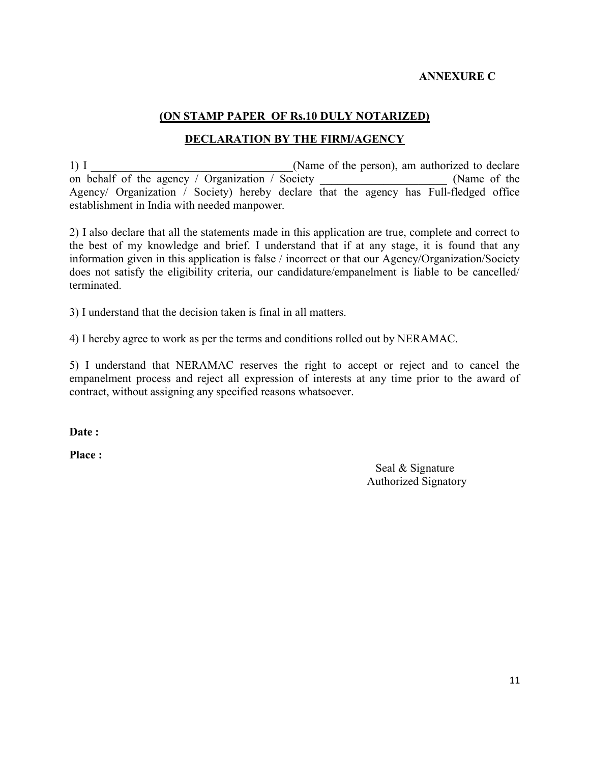**ANNEXURE C**

**(ON STAMP PAPER OF Rs.10 DULY NOTARIZED)**

**DECLARATION BY THE FIRM/AGENCY**

1) I ____________________________________(Name of the person), am authorized to declare on behalf of the agency / Organization / Society ______________________ (Name of the Agency/ Organization / Society) hereby declare that the agency has Full-fledged office establishment in India with needed manpower.

2) I also declare that all the statements made in this application are true, complete and correct to the best of my knowledge and brief. I understand that if at any stage, it is found that any information given in this application is false / incorrect or that our Agency/Organization/Society does not satisfy the eligibility criteria, our candidature/empanelment is liable to be cancelled/ terminated.

3) I understand that the decision taken is final in all matters.

4) I hereby agree to work as per the terms and conditions rolled out by NERAMAC.

5) I understand that NERAMAC reserves the right to accept or reject and to cancel the empanelment process and reject all expression of interests at any time prior to the award of contract, without assigning any specified reasons whatsoever.

**Date :**

**Place :**

Seal & Signature
Authorized Signatory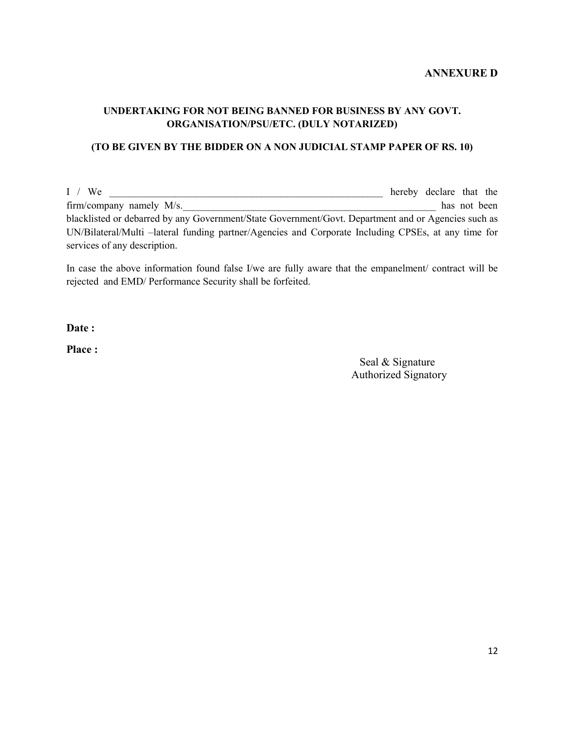**ANNEXURE D**

## UNDERTAKING FOR NOT BEING BANNED FOR BUSINESS BY ANY GOVT. ORGANISATION/PSU/ETC. (DULY NOTARIZED)

**(TO BE GIVEN BY THE BIDDER ON A NON JUDICIAL STAMP PAPER OF RS. 10)**

I / We \_\_\_\_\_\_\_\_\_\_\_\_\_\_\_\_\_\_\_\_\_\_\_\_\_\_\_\_\_\_\_\_\_\_\_\_\_\_\_\_\_\_\_\_\_\_\_\_\_\_\_\_\_\_\_\_ hereby declare that the firm/company namely M/s.\_\_\_\_\_\_\_\_\_\_\_\_\_\_\_\_\_\_\_\_\_\_\_\_\_\_\_\_\_\_\_\_\_\_\_\_\_\_\_\_\_\_\_\_\_\_\_\_\_\_\_\_\_ has not been blacklisted or debarred by any Government/State Government/Govt. Department and or Agencies such as UN/Bilateral/Multi –lateral funding partner/Agencies and Corporate Including CPSEs, at any time for services of any description.

In case the above information found false I/we are fully aware that the empanelment/ contract will be rejected and EMD/ Performance Security shall be forfeited.

**Date :**

**Place :**

Seal & Signature
Authorized Signatory